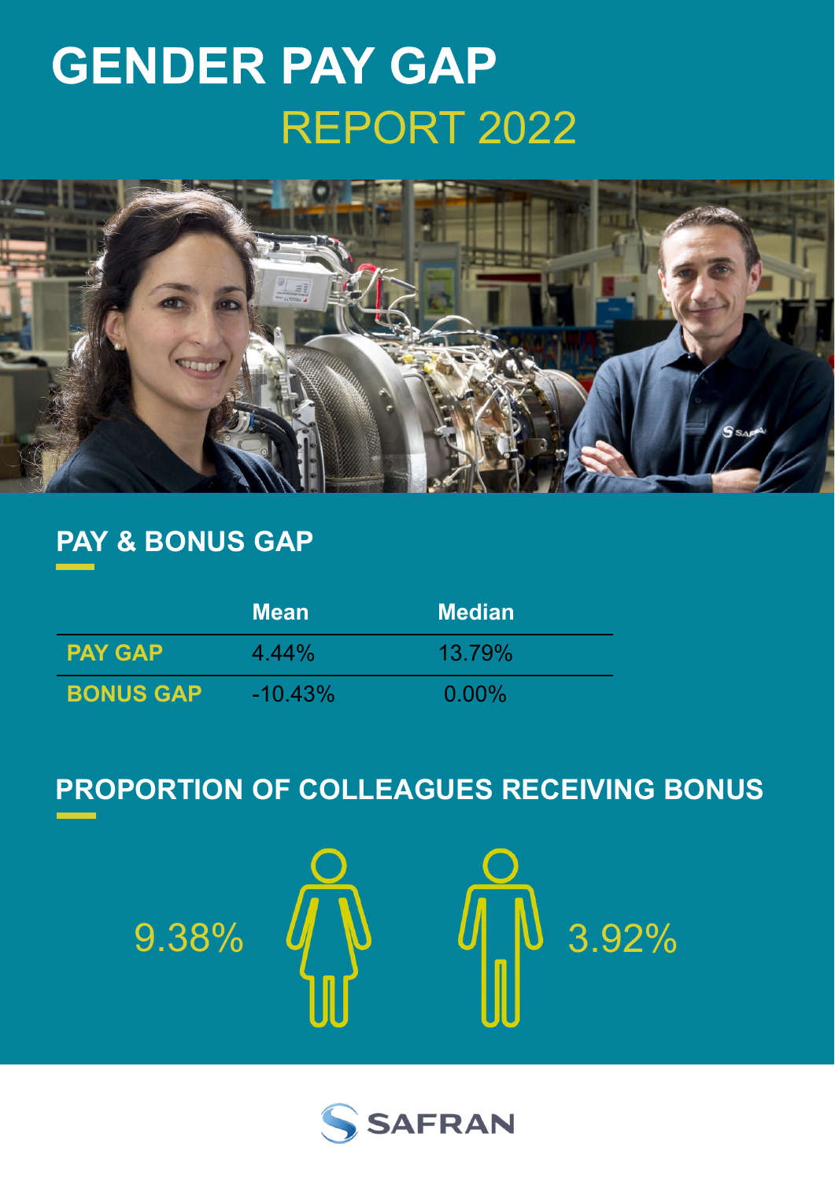# GENDER PAY GAP

## REPORT 2022

## PAY & BONUS GAP

| | Mean | Median |
|---|---|---|
| **PAY GAP** | 4.44% | 13.79% |
| **BONUS GAP** | -10.43% | 0.00% |

## PROPORTION OF COLLEAGUES RECEIVING BONUS

9.38%

3.92%

SAFRAN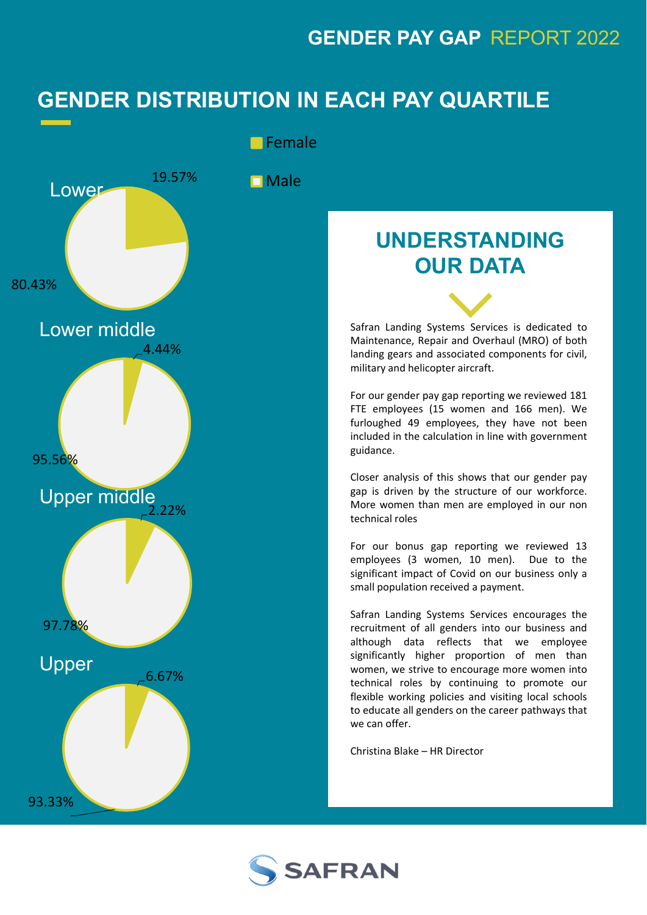# GENDER PAY GAP REPORT 2022

## GENDER DISTRIBUTION IN EACH PAY QUARTILE

Female

Male

Lower
19.57%
80.43%

Lower middle
4.44%
95.56%

Upper middle
2.22%
97.78%

Upper
6.67%
93.33%

## UNDERSTANDING OUR DATA

Safran Landing Systems Services is dedicated to Maintenance, Repair and Overhaul (MRO) of both landing gears and associated components for civil, military and helicopter aircraft.

For our gender pay gap reporting we reviewed 181 FTE employees (15 women and 166 men). We furloughed 49 employees, they have not been included in the calculation in line with government guidance.

Closer analysis of this shows that our gender pay gap is driven by the structure of our workforce. More women than men are employed in our non technical roles

For our bonus gap reporting we reviewed 13 employees (3 women, 10 men). Due to the significant impact of Covid on our business only a small population received a payment.

Safran Landing Systems Services encourages the recruitment of all genders into our business and although data reflects that we employee significantly higher proportion of men than women, we strive to encourage more women into technical roles by continuing to promote our flexible working policies and visiting local schools to educate all genders on the career pathways that we can offer.

Christina Blake – HR Director

SAFRAN